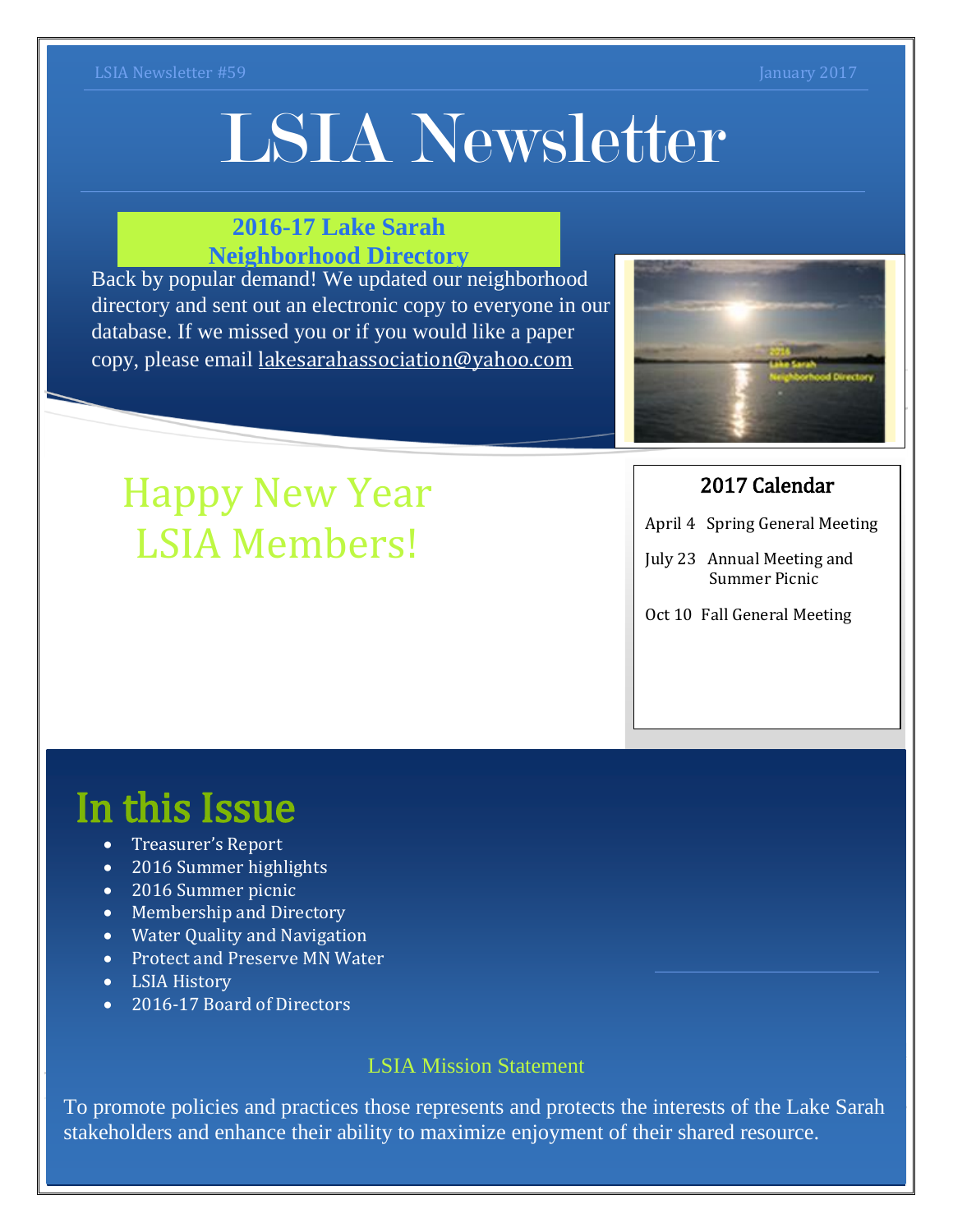LSIA Newsletter #59 — January 2017

# LSIA Newsletter

## 2016-17 Lake Sarah Neighborhood Directory

Back by popular demand! We updated our neighborhood directory and sent out an electronic copy to everyone in our database. If we missed you or if you would like a paper copy, please email lakesarahassociation@yahoo.com

## Happy New Year LSIA Members!

### 2017 Calendar

- April 4 Spring General Meeting
- July 23 Annual Meeting and Summer Picnic
- Oct 10 Fall General Meeting

## In this Issue

- Treasurer's Report
- 2016 Summer highlights
- 2016 Summer picnic
- Membership and Directory
- Water Quality and Navigation
- Protect and Preserve MN Water
- LSIA History
- 2016-17 Board of Directors

### LSIA Mission Statement

To promote policies and practices those represents and protects the interests of the Lake Sarah stakeholders and enhance their ability to maximize enjoyment of their shared resource.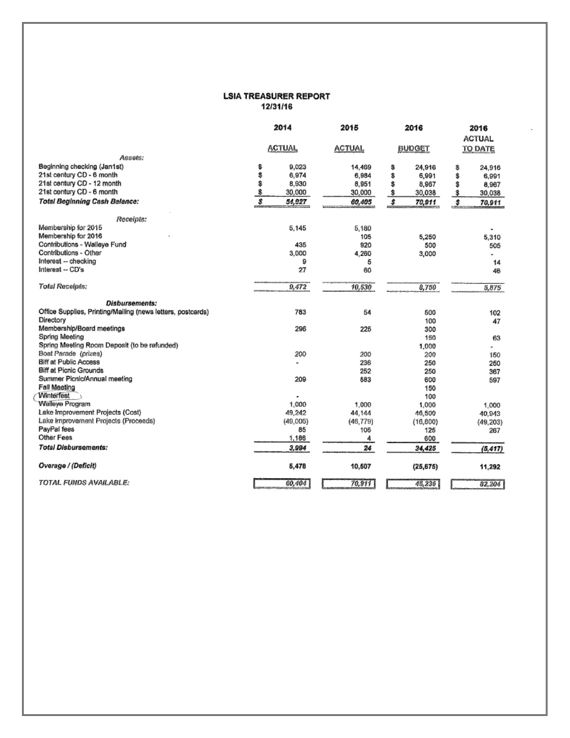# LSIA TREASURER REPORT

12/31/16

| | 2014 ACTUAL | 2015 ACTUAL | 2016 BUDGET | 2016 ACTUAL TO DATE |
|---|---|---|---|---|
| *Assets:* | | | | |
| Beginning checking (Jan1st) | $ 9,023 | 14,469 | $ 24,916 | $ 24,916 |
| 21st century CD - 6 month | $ 6,974 | 6,984 | $ 6,991 | $ 6,991 |
| 21st century CD - 12 month | $ 8,930 | 8,951 | $ 8,967 | $ 8,967 |
| 21st century CD - 6 month | $ 30,000 | 30,000 | $ 30,038 | $ 30,038 |
| ***Total Beginning Cash Balance:*** | ***$ 54,927*** | ***60,405*** | ***$ 70,911*** | ***$ 70,911*** |
| *Receipts:* | | | | |
| Membership for 2015 | 5,145 | 5,180 | | - |
| Membership for 2016 | | 105 | 5,250 | 5,310 |
| Contributions - Walleye Fund | 435 | 920 | 500 | 505 |
| Contributions - Other | 3,000 | 4,260 | 3,000 | - |
| Interest -- checking | 9 | 5 | | 14 |
| Interest -- CD's | 27 | 60 | | 46 |
| ***Total Receipts:*** | ***9,472*** | ***10,530*** | ***8,750*** | ***5,875*** |
| **Disbursements:** | | | | |
| Office Supplies, Printing/Mailing (news letters, postcards) | 783 | 54 | 500 | 102 |
| Directory | | | 100 | 47 |
| Membership/Board meetings | 296 | 225 | 300 | |
| Spring Meeting | | | 150 | 63 |
| Spring Meeting Room Deposit (to be refunded) | | | 1,000 | - |
| Boat Parade (*prizes*) | 200 | 200 | 200 | 150 |
| Biff at Public Access | - | 236 | 250 | 250 |
| Biff at Picnic Grounds | | 252 | 250 | 367 |
| Summer Picnic/Annual meeting | 209 | 583 | 600 | 597 |
| Fall Meeting | | | 150 | |
| Winterfest | - | | 100 | |
| Walleye Program | 1,000 | 1,000 | 1,000 | 1,000 |
| Lake Improvement Projects (Cost) | 49,242 | 44,144 | 46,500 | 40,943 |
| Lake Improvement Projects (Proceeds) | (49,006) | (46,779) | (16,800) | (49,203) |
| PayPal fees | 85 | 105 | 125 | 267 |
| Other Fees | 1,186 | 4 | 600 | |
| ***Total Disbursements:*** | ***3,994*** | ***24*** | ***34,425*** | ***(5,417)*** |
| ***Overage / (Deficit)*** | **5,478** | **10,507** | **(25,675)** | **11,292** |
| *TOTAL FUNDS AVAILABLE:* | 60,404 | 70,911 | 45,236 | 82,204 |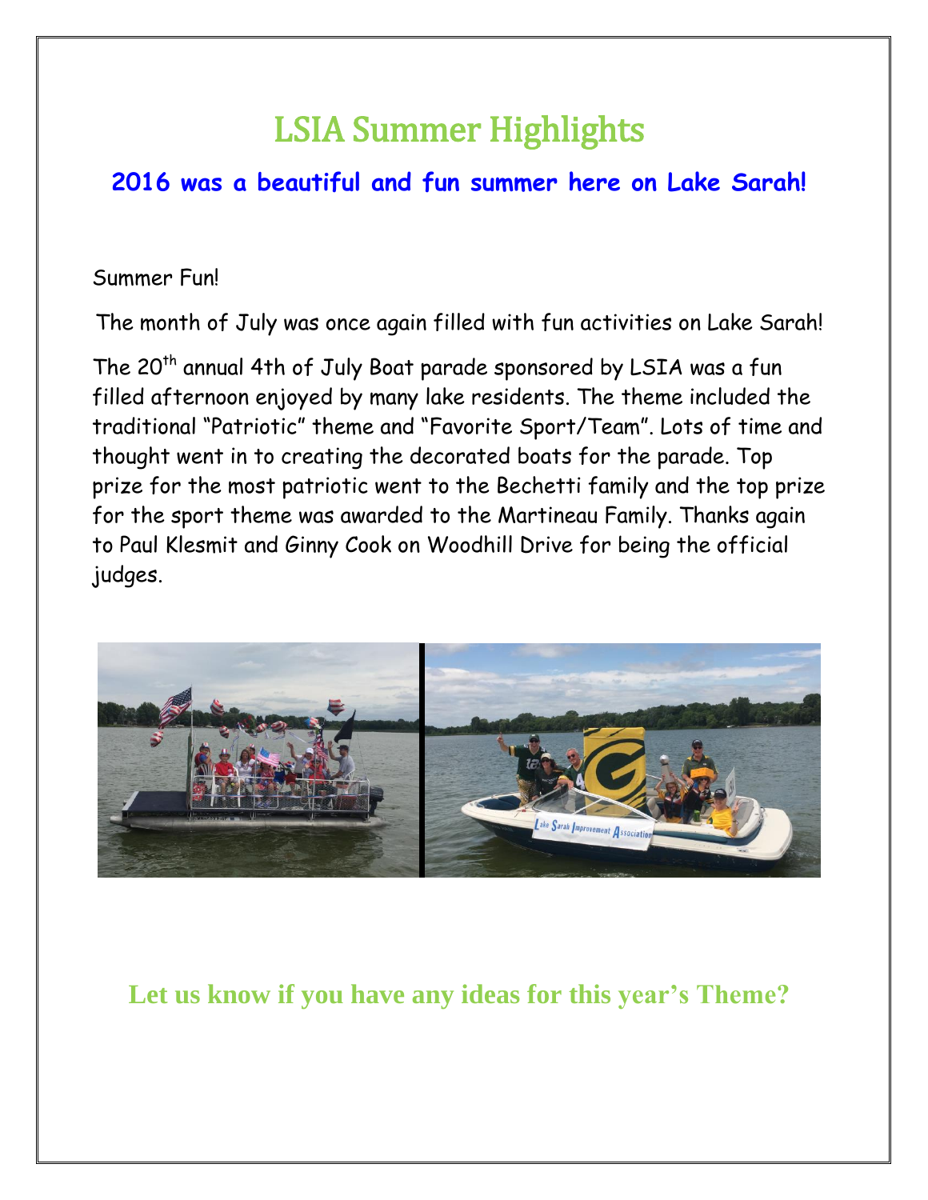# LSIA Summer Highlights

## 2016 was a beautiful and fun summer here on Lake Sarah!

Summer Fun!

The month of July was once again filled with fun activities on Lake Sarah!

The 20th annual 4th of July Boat parade sponsored by LSIA was a fun filled afternoon enjoyed by many lake residents. The theme included the traditional "Patriotic" theme and "Favorite Sport/Team". Lots of time and thought went in to creating the decorated boats for the parade. Top prize for the most patriotic went to the Bechetti family and the top prize for the sport theme was awarded to the Martineau Family. Thanks again to Paul Klesmit and Ginny Cook on Woodhill Drive for being the official judges.

**Let us know if you have any ideas for this year's Theme?**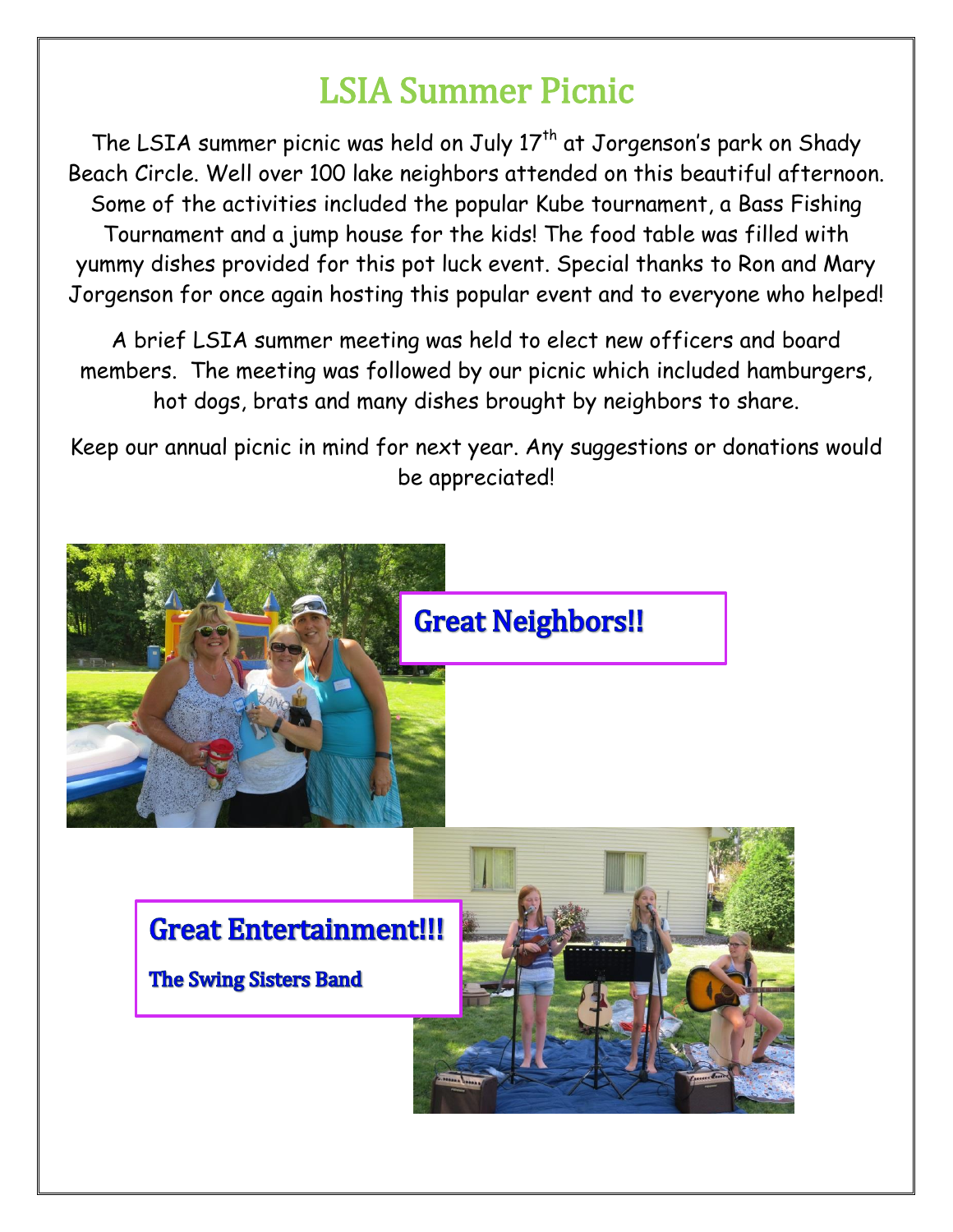# LSIA Summer Picnic

The LSIA summer picnic was held on July 17th at Jorgenson's park on Shady Beach Circle. Well over 100 lake neighbors attended on this beautiful afternoon. Some of the activities included the popular Kube tournament, a Bass Fishing Tournament and a jump house for the kids! The food table was filled with yummy dishes provided for this pot luck event. Special thanks to Ron and Mary Jorgenson for once again hosting this popular event and to everyone who helped!

A brief LSIA summer meeting was held to elect new officers and board members. The meeting was followed by our picnic which included hamburgers, hot dogs, brats and many dishes brought by neighbors to share.

Keep our annual picnic in mind for next year. Any suggestions or donations would be appreciated!

**Great Neighbors!!**

**Great Entertainment!!!**

**The Swing Sisters Band**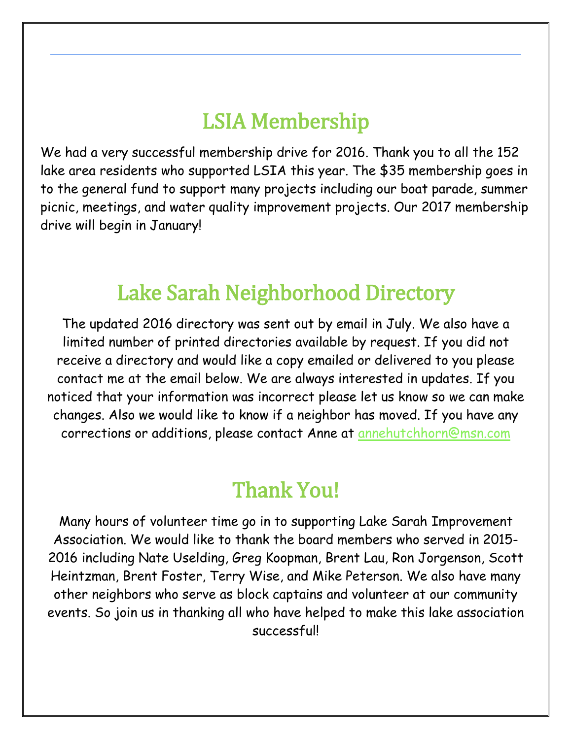## LSIA Membership

We had a very successful membership drive for 2016. Thank you to all the 152 lake area residents who supported LSIA this year. The $35 membership goes in to the general fund to support many projects including our boat parade, summer picnic, meetings, and water quality improvement projects. Our 2017 membership drive will begin in January!

## Lake Sarah Neighborhood Directory

The updated 2016 directory was sent out by email in July. We also have a limited number of printed directories available by request. If you did not receive a directory and would like a copy emailed or delivered to you please contact me at the email below. We are always interested in updates. If you noticed that your information was incorrect please let us know so we can make changes. Also we would like to know if a neighbor has moved. If you have any corrections or additions, please contact Anne at annehutchhorn@msn.com

## Thank You!

Many hours of volunteer time go in to supporting Lake Sarah Improvement Association. We would like to thank the board members who served in 2015-2016 including Nate Uselding, Greg Koopman, Brent Lau, Ron Jorgenson, Scott Heintzman, Brent Foster, Terry Wise, and Mike Peterson. We also have many other neighbors who serve as block captains and volunteer at our community events. So join us in thanking all who have helped to make this lake association successful!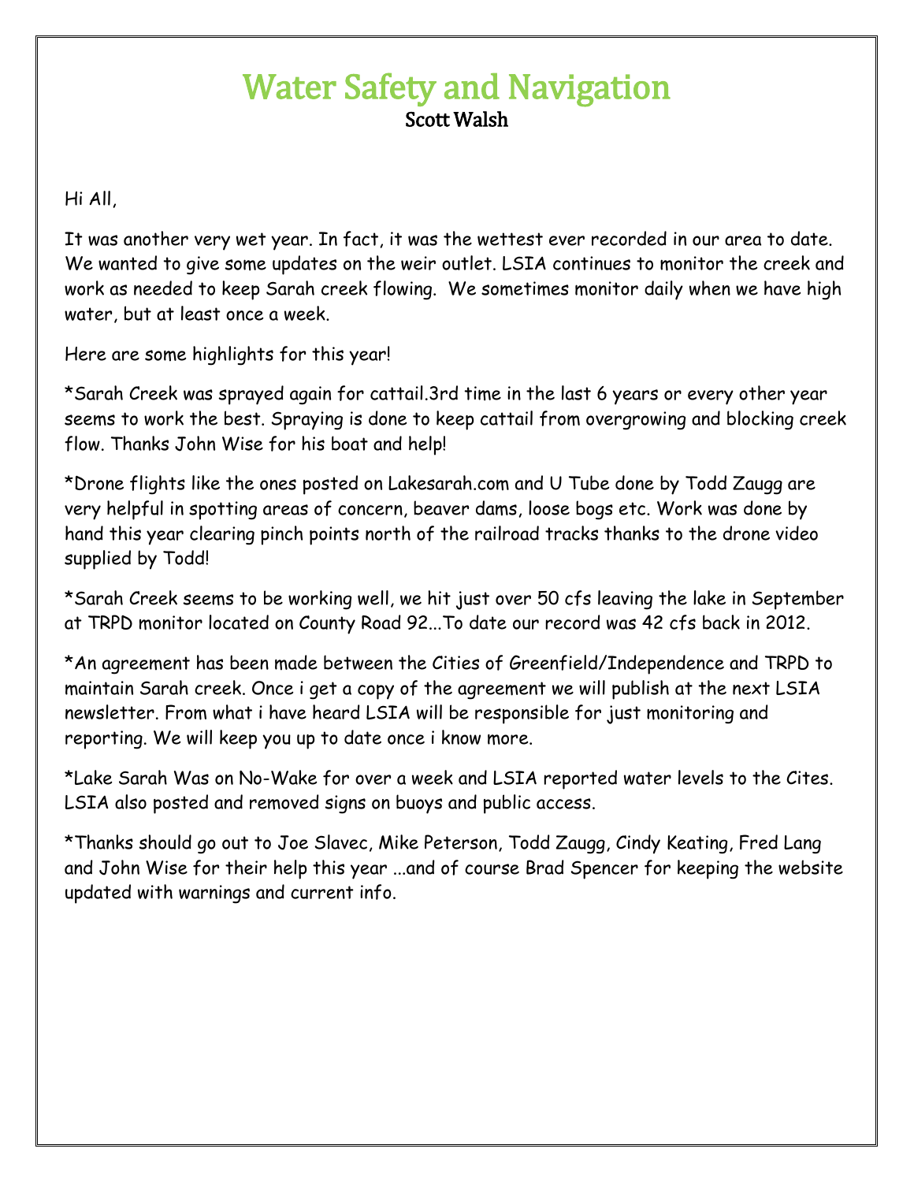# Water Safety and Navigation

**Scott Walsh**

Hi All,

It was another very wet year. In fact, it was the wettest ever recorded in our area to date. We wanted to give some updates on the weir outlet. LSIA continues to monitor the creek and work as needed to keep Sarah creek flowing. We sometimes monitor daily when we have high water, but at least once a week.

Here are some highlights for this year!

*Sarah Creek was sprayed again for cattail.3rd time in the last 6 years or every other year seems to work the best. Spraying is done to keep cattail from overgrowing and blocking creek flow. Thanks John Wise for his boat and help!

*Drone flights like the ones posted on Lakesarah.com and U Tube done by Todd Zaugg are very helpful in spotting areas of concern, beaver dams, loose bogs etc. Work was done by hand this year clearing pinch points north of the railroad tracks thanks to the drone video supplied by Todd!

*Sarah Creek seems to be working well, we hit just over 50 cfs leaving the lake in September at TRPD monitor located on County Road 92...To date our record was 42 cfs back in 2012.

*An agreement has been made between the Cities of Greenfield/Independence and TRPD to maintain Sarah creek. Once i get a copy of the agreement we will publish at the next LSIA newsletter. From what i have heard LSIA will be responsible for just monitoring and reporting. We will keep you up to date once i know more.

*Lake Sarah Was on No-Wake for over a week and LSIA reported water levels to the Cites. LSIA also posted and removed signs on buoys and public access.

*Thanks should go out to Joe Slavec, Mike Peterson, Todd Zaugg, Cindy Keating, Fred Lang and John Wise for their help this year ...and of course Brad Spencer for keeping the website updated with warnings and current info.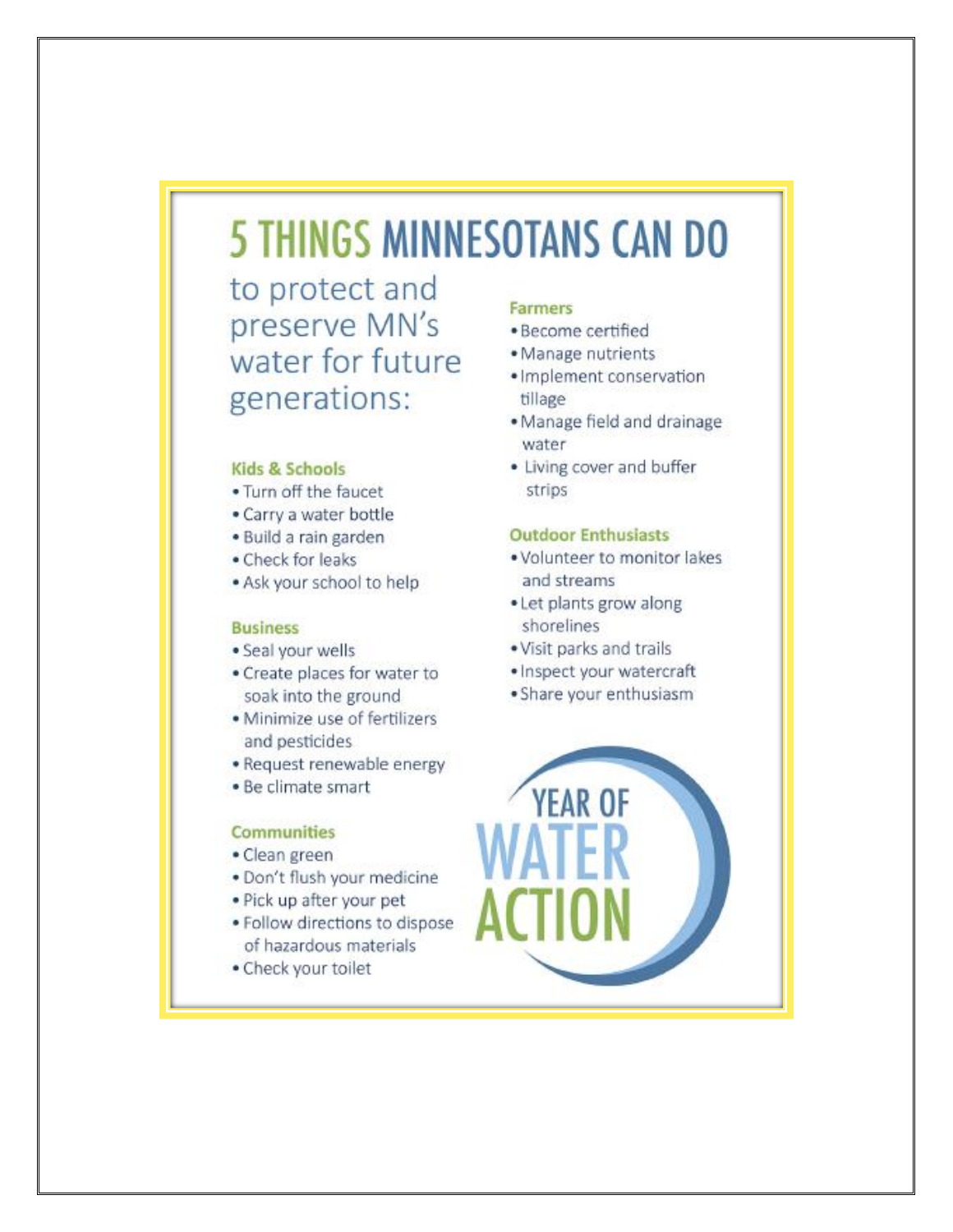# 5 THINGS MINNESOTANS CAN DO

to protect and preserve MN's water for future generations:

### Kids & Schools

- Turn off the faucet
- Carry a water bottle
- Build a rain garden
- Check for leaks
- Ask your school to help

### Business

- Seal your wells
- Create places for water to soak into the ground
- Minimize use of fertilizers and pesticides
- Request renewable energy
- Be climate smart

### Communities

- Clean green
- Don't flush your medicine
- Pick up after your pet
- Follow directions to dispose of hazardous materials
- Check your toilet

### Farmers

- Become certified
- Manage nutrients
- Implement conservation tillage
- Manage field and drainage water
- Living cover and buffer strips

### Outdoor Enthusiasts

- Volunteer to monitor lakes and streams
- Let plants grow along shorelines
- Visit parks and trails
- Inspect your watercraft
- Share your enthusiasm

YEAR OF WATER ACTION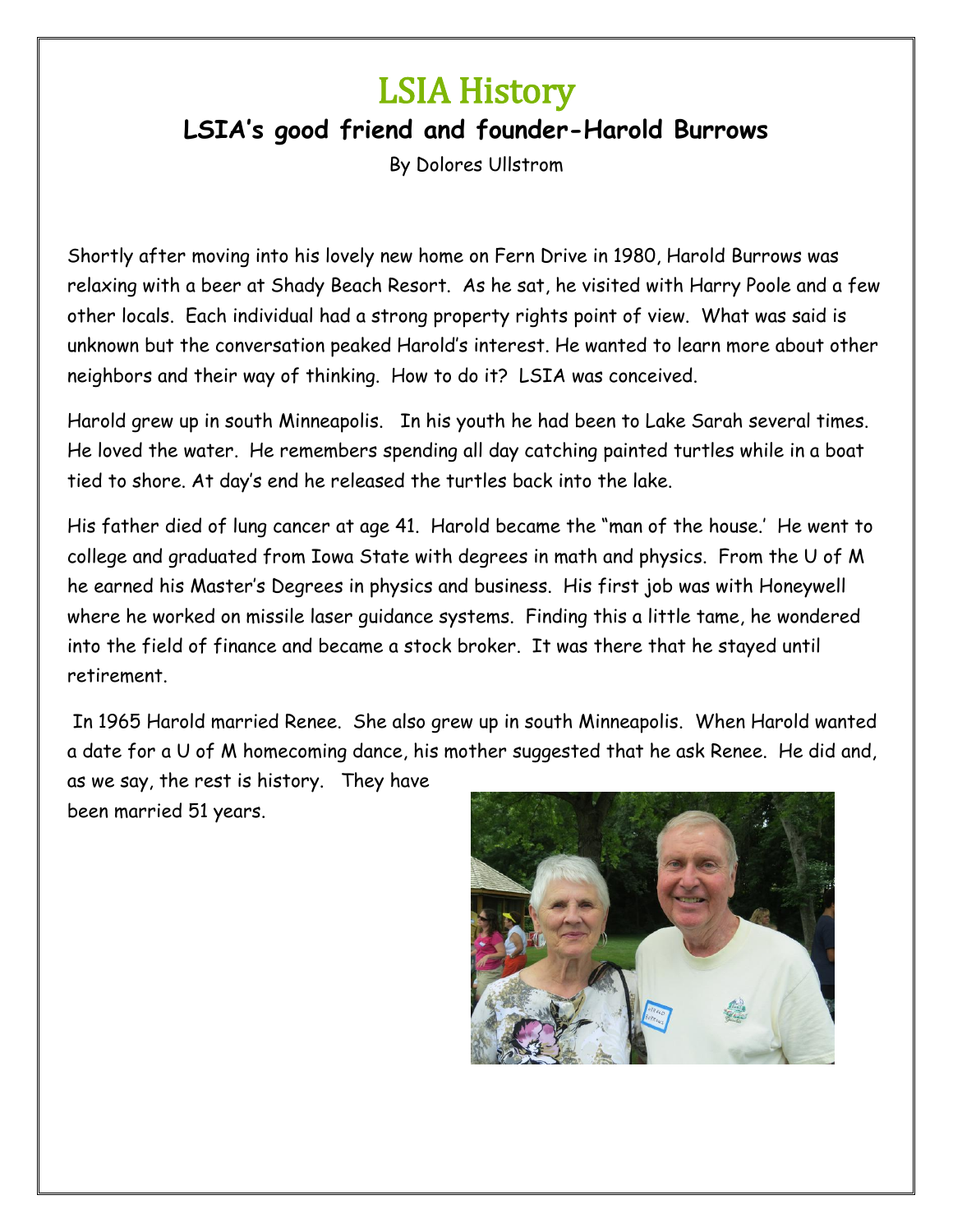# LSIA History

## LSIA's good friend and founder-Harold Burrows

By Dolores Ullstrom

Shortly after moving into his lovely new home on Fern Drive in 1980, Harold Burrows was relaxing with a beer at Shady Beach Resort. As he sat, he visited with Harry Poole and a few other locals. Each individual had a strong property rights point of view. What was said is unknown but the conversation peaked Harold's interest. He wanted to learn more about other neighbors and their way of thinking. How to do it? LSIA was conceived.

Harold grew up in south Minneapolis. In his youth he had been to Lake Sarah several times. He loved the water. He remembers spending all day catching painted turtles while in a boat tied to shore. At day's end he released the turtles back into the lake.

His father died of lung cancer at age 41. Harold became the "man of the house.' He went to college and graduated from Iowa State with degrees in math and physics. From the U of M he earned his Master's Degrees in physics and business. His first job was with Honeywell where he worked on missile laser guidance systems. Finding this a little tame, he wondered into the field of finance and became a stock broker. It was there that he stayed until retirement.

In 1965 Harold married Renee. She also grew up in south Minneapolis. When Harold wanted a date for a U of M homecoming dance, his mother suggested that he ask Renee. He did and, as we say, the rest is history. They have been married 51 years.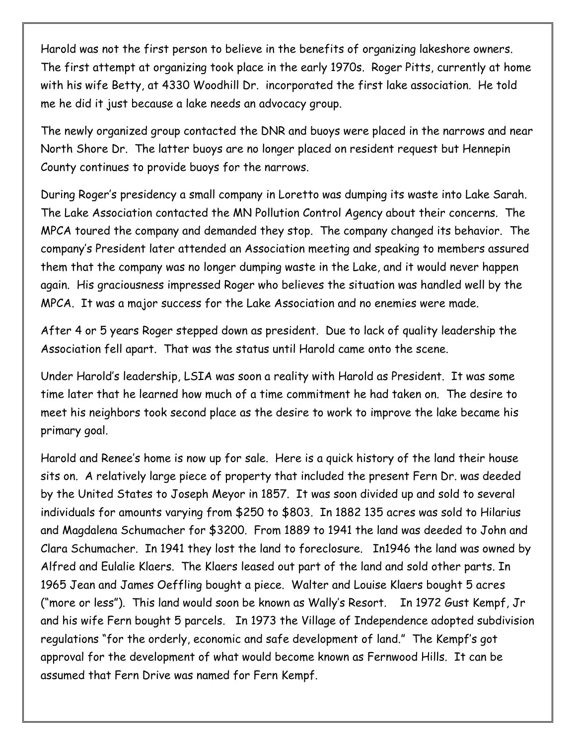Harold was not the first person to believe in the benefits of organizing lakeshore owners. The first attempt at organizing took place in the early 1970s. Roger Pitts, currently at home with his wife Betty, at 4330 Woodhill Dr. incorporated the first lake association. He told me he did it just because a lake needs an advocacy group.

The newly organized group contacted the DNR and buoys were placed in the narrows and near North Shore Dr. The latter buoys are no longer placed on resident request but Hennepin County continues to provide buoys for the narrows.

During Roger's presidency a small company in Loretto was dumping its waste into Lake Sarah. The Lake Association contacted the MN Pollution Control Agency about their concerns. The MPCA toured the company and demanded they stop. The company changed its behavior. The company's President later attended an Association meeting and speaking to members assured them that the company was no longer dumping waste in the Lake, and it would never happen again. His graciousness impressed Roger who believes the situation was handled well by the MPCA. It was a major success for the Lake Association and no enemies were made.

After 4 or 5 years Roger stepped down as president. Due to lack of quality leadership the Association fell apart. That was the status until Harold came onto the scene.

Under Harold's leadership, LSIA was soon a reality with Harold as President. It was some time later that he learned how much of a time commitment he had taken on. The desire to meet his neighbors took second place as the desire to work to improve the lake became his primary goal.

Harold and Renee's home is now up for sale. Here is a quick history of the land their house sits on. A relatively large piece of property that included the present Fern Dr. was deeded by the United States to Joseph Meyor in 1857. It was soon divided up and sold to several individuals for amounts varying from $250 to $803. In 1882 135 acres was sold to Hilarius and Magdalena Schumacher for $3200. From 1889 to 1941 the land was deeded to John and Clara Schumacher. In 1941 they lost the land to foreclosure. In1946 the land was owned by Alfred and Eulalie Klaers. The Klaers leased out part of the land and sold other parts. In 1965 Jean and James Oeffling bought a piece. Walter and Louise Klaers bought 5 acres ("more or less"). This land would soon be known as Wally's Resort. In 1972 Gust Kempf, Jr and his wife Fern bought 5 parcels. In 1973 the Village of Independence adopted subdivision regulations "for the orderly, economic and safe development of land." The Kempf's got approval for the development of what would become known as Fernwood Hills. It can be assumed that Fern Drive was named for Fern Kempf.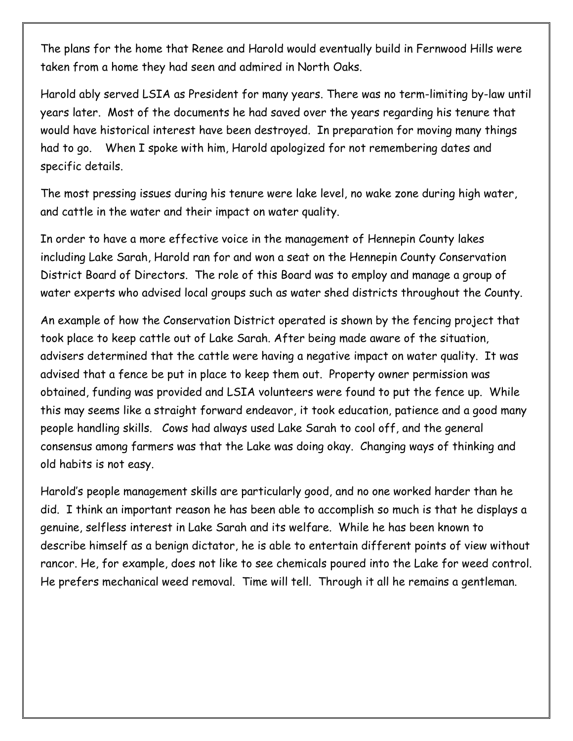The plans for the home that Renee and Harold would eventually build in Fernwood Hills were taken from a home they had seen and admired in North Oaks.

Harold ably served LSIA as President for many years. There was no term-limiting by-law until years later. Most of the documents he had saved over the years regarding his tenure that would have historical interest have been destroyed. In preparation for moving many things had to go. When I spoke with him, Harold apologized for not remembering dates and specific details.

The most pressing issues during his tenure were lake level, no wake zone during high water, and cattle in the water and their impact on water quality.

In order to have a more effective voice in the management of Hennepin County lakes including Lake Sarah, Harold ran for and won a seat on the Hennepin County Conservation District Board of Directors. The role of this Board was to employ and manage a group of water experts who advised local groups such as water shed districts throughout the County.

An example of how the Conservation District operated is shown by the fencing project that took place to keep cattle out of Lake Sarah. After being made aware of the situation, advisers determined that the cattle were having a negative impact on water quality. It was advised that a fence be put in place to keep them out. Property owner permission was obtained, funding was provided and LSIA volunteers were found to put the fence up. While this may seems like a straight forward endeavor, it took education, patience and a good many people handling skills. Cows had always used Lake Sarah to cool off, and the general consensus among farmers was that the Lake was doing okay. Changing ways of thinking and old habits is not easy.

Harold's people management skills are particularly good, and no one worked harder than he did. I think an important reason he has been able to accomplish so much is that he displays a genuine, selfless interest in Lake Sarah and its welfare. While he has been known to describe himself as a benign dictator, he is able to entertain different points of view without rancor. He, for example, does not like to see chemicals poured into the Lake for weed control. He prefers mechanical weed removal. Time will tell. Through it all he remains a gentleman.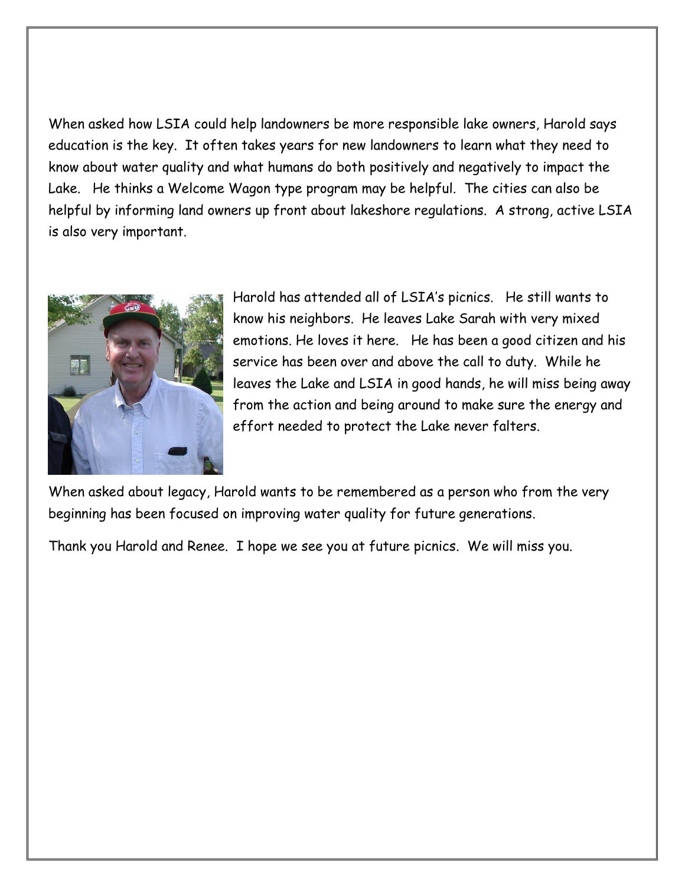When asked how LSIA could help landowners be more responsible lake owners, Harold says education is the key. It often takes years for new landowners to learn what they need to know about water quality and what humans do both positively and negatively to impact the Lake. He thinks a Welcome Wagon type program may be helpful. The cities can also be helpful by informing land owners up front about lakeshore regulations. A strong, active LSIA is also very important.

Harold has attended all of LSIA's picnics. He still wants to know his neighbors. He leaves Lake Sarah with very mixed emotions. He loves it here. He has been a good citizen and his service has been over and above the call to duty. While he leaves the Lake and LSIA in good hands, he will miss being away from the action and being around to make sure the energy and effort needed to protect the Lake never falters.

When asked about legacy, Harold wants to be remembered as a person who from the very beginning has been focused on improving water quality for future generations.

Thank you Harold and Renee. I hope we see you at future picnics. We will miss you.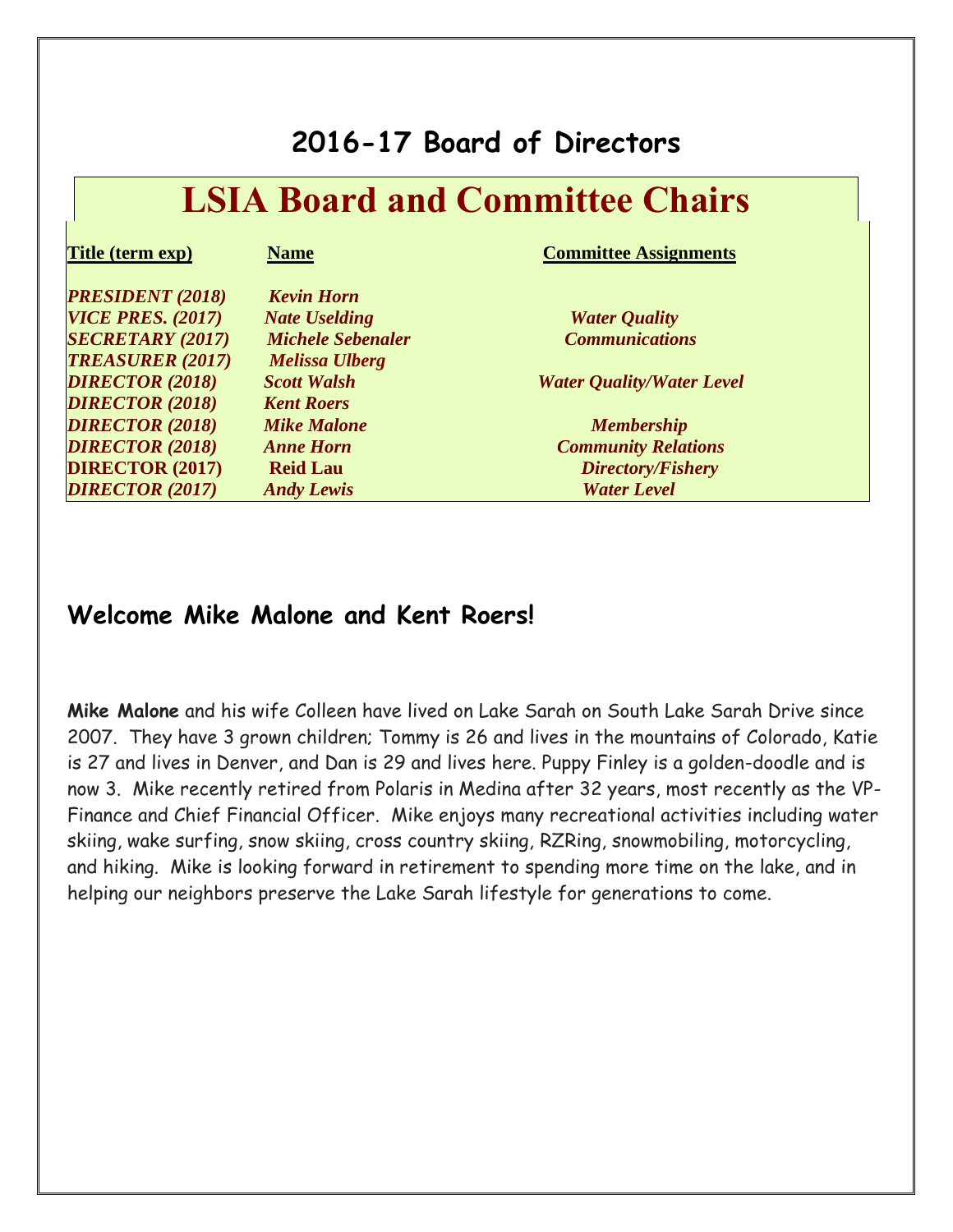## 2016-17 Board of Directors

# LSIA Board and Committee Chairs

| Title (term exp) | Name | Committee Assignments |
| --- | --- | --- |
| *PRESIDENT (2018)* | *Kevin Horn* | |
| *VICE PRES. (2017)* | *Nate Uselding* | *Water Quality* |
| *SECRETARY (2017)* | *Michele Sebenaler* | *Communications* |
| *TREASURER (2017)* | *Melissa Ulberg* | |
| *DIRECTOR (2018)* | *Scott Walsh* | *Water Quality/Water Level* |
| *DIRECTOR (2018)* | *Kent Roers* | |
| *DIRECTOR (2018)* | *Mike Malone* | *Membership* |
| *DIRECTOR (2018)* | *Anne Horn* | *Community Relations* |
| DIRECTOR (2017) | Reid Lau | *Directory/Fishery* |
| *DIRECTOR (2017)* | *Andy Lewis* | *Water Level* |

## Welcome Mike Malone and Kent Roers!

**Mike Malone** and his wife Colleen have lived on Lake Sarah on South Lake Sarah Drive since 2007. They have 3 grown children; Tommy is 26 and lives in the mountains of Colorado, Katie is 27 and lives in Denver, and Dan is 29 and lives here. Puppy Finley is a golden-doodle and is now 3. Mike recently retired from Polaris in Medina after 32 years, most recently as the VP-Finance and Chief Financial Officer. Mike enjoys many recreational activities including water skiing, wake surfing, snow skiing, cross country skiing, RZRing, snowmobiling, motorcycling, and hiking. Mike is looking forward in retirement to spending more time on the lake, and in helping our neighbors preserve the Lake Sarah lifestyle for generations to come.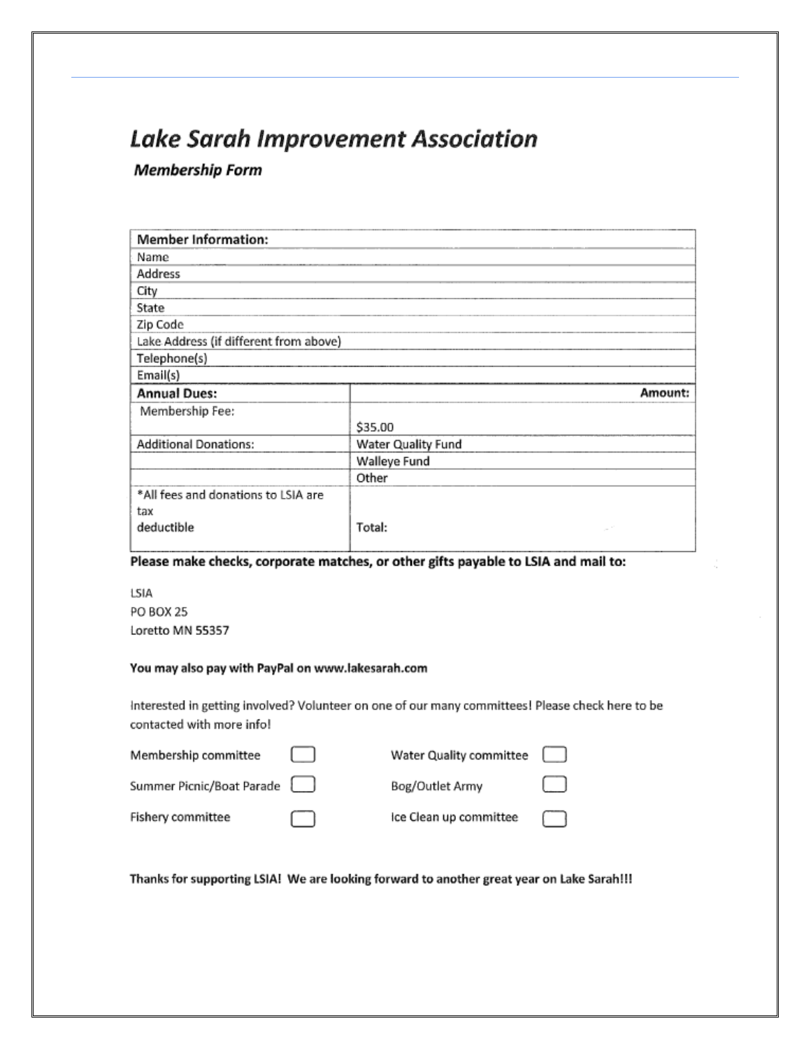# *Lake Sarah Improvement Association*

***Membership Form***

| Member Information: | |
|---|---|
| Name | |
| Address | |
| City | |
| State | |
| Zip Code | |
| Lake Address (if different from above) | |
| Telephone(s) | |
| Email(s) | |
| **Annual Dues:** | **Amount:** |
| Membership Fee: | $35.00 |
| Additional Donations: | Water Quality Fund |
| | Walleye Fund |
| | Other |
| *All fees and donations to LSIA are tax deductible | Total: |

**Please make checks, corporate matches, or other gifts payable to LSIA and mail to:**

LSIA
PO BOX 25
Loretto MN 55357

**You may also pay with PayPal on www.lakesarah.com**

Interested in getting involved? Volunteer on one of our many committees! Please check here to be contacted with more info!

- Membership committee ☐
- Summer Picnic/Boat Parade ☐
- Fishery committee ☐
- Water Quality committee ☐
- Bog/Outlet Army ☐
- Ice Clean up committee ☐

**Thanks for supporting LSIA! We are looking forward to another great year on Lake Sarah!!!**